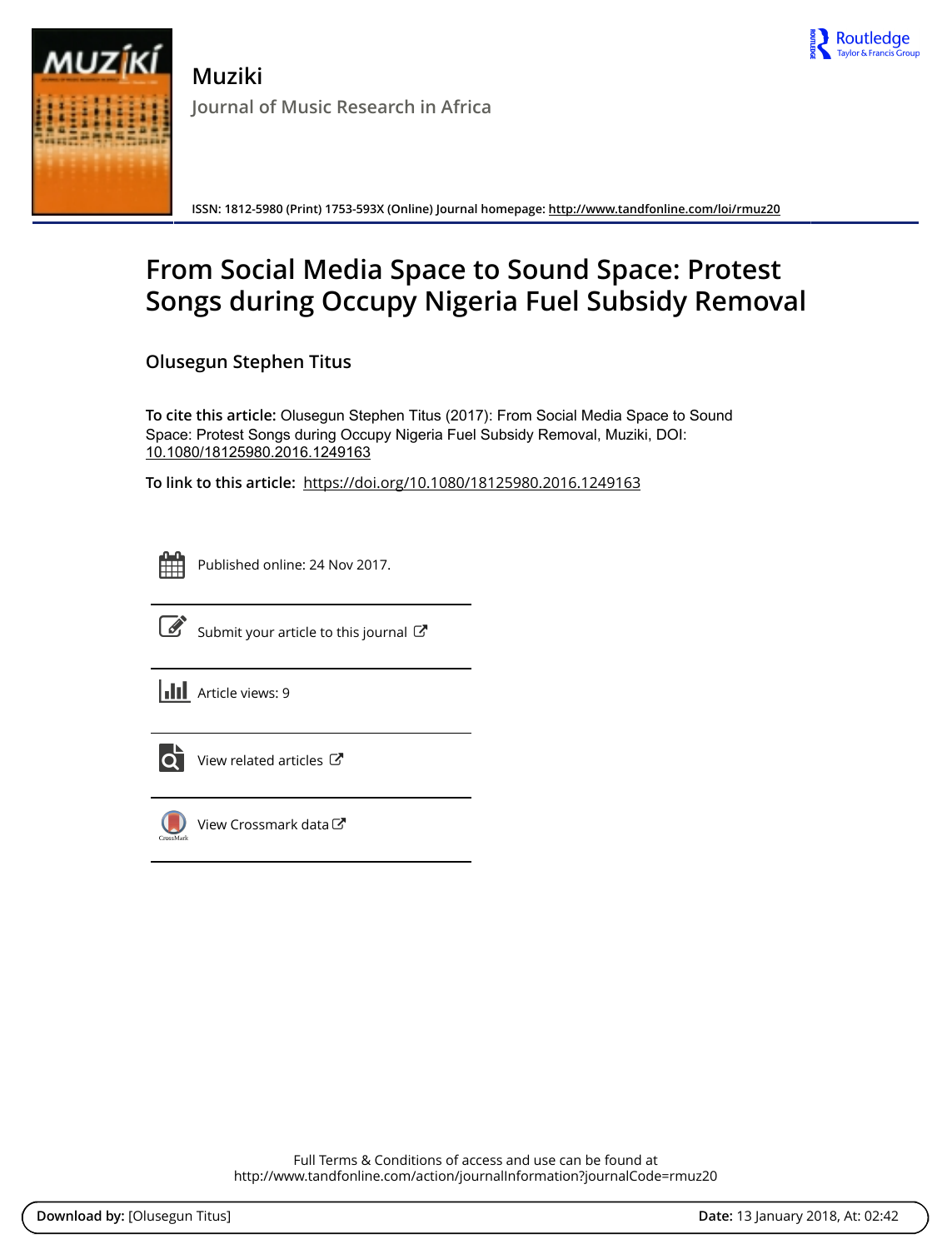**Muziki**

**Journal of Music Research in Africa**

ISSN: 1812-5980 (Print) 1753-593X (Online) Journal homepage: http://www.tandfonline.com/loi/rmuz20

# From Social Media Space to Sound Space: Protest Songs during Occupy Nigeria Fuel Subsidy Removal

**Olusegun Stephen Titus**

**To cite this article:** Olusegun Stephen Titus (2017): From Social Media Space to Sound Space: Protest Songs during Occupy Nigeria Fuel Subsidy Removal, Muziki, DOI: 10.1080/18125980.2016.1249163

**To link to this article:** https://doi.org/10.1080/18125980.2016.1249163

Published online: 24 Nov 2017.

Submit your article to this journal

Article views: 9

View related articles

View Crossmark data

Full Terms & Conditions of access and use can be found at
http://www.tandfonline.com/action/journalInformation?journalCode=rmuz20

**Download by:** [Olusegun Titus] **Date:** 13 January 2018, At: 02:42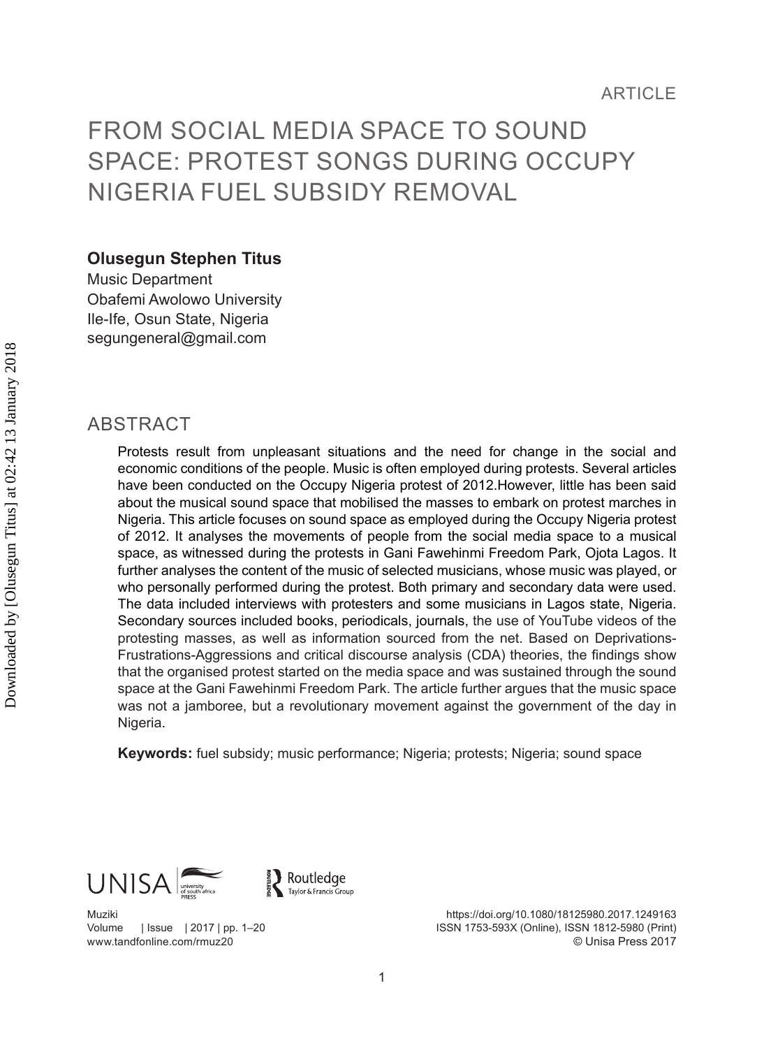ARTICLE

# FROM SOCIAL MEDIA SPACE TO SOUND SPACE: PROTEST SONGS DURING OCCUPY NIGERIA FUEL SUBSIDY REMOVAL

**Olusegun Stephen Titus**
Music Department
Obafemi Awolowo University
Ile-Ife, Osun State, Nigeria
segungeneral@gmail.com

## ABSTRACT

Protests result from unpleasant situations and the need for change in the social and economic conditions of the people. Music is often employed during protests. Several articles have been conducted on the Occupy Nigeria protest of 2012.However, little has been said about the musical sound space that mobilised the masses to embark on protest marches in Nigeria. This article focuses on sound space as employed during the Occupy Nigeria protest of 2012. It analyses the movements of people from the social media space to a musical space, as witnessed during the protests in Gani Fawehinmi Freedom Park, Ojota Lagos. It further analyses the content of the music of selected musicians, whose music was played, or who personally performed during the protest. Both primary and secondary data were used. The data included interviews with protesters and some musicians in Lagos state, Nigeria. Secondary sources included books, periodicals, journals, the use of YouTube videos of the protesting masses, as well as information sourced from the net. Based on Deprivations-Frustrations-Aggressions and critical discourse analysis (CDA) theories, the findings show that the organised protest started on the media space and was sustained through the sound space at the Gani Fawehinmi Freedom Park. The article further argues that the music space was not a jamboree, but a revolutionary movement against the government of the day in Nigeria.

**Keywords:** fuel subsidy; music performance; Nigeria; protests; Nigeria; sound space

https://doi.org/10.1080/18125980.2017.1249163
ISSN 1753-593X (Online), ISSN 1812-5980 (Print)
© Unisa Press 2017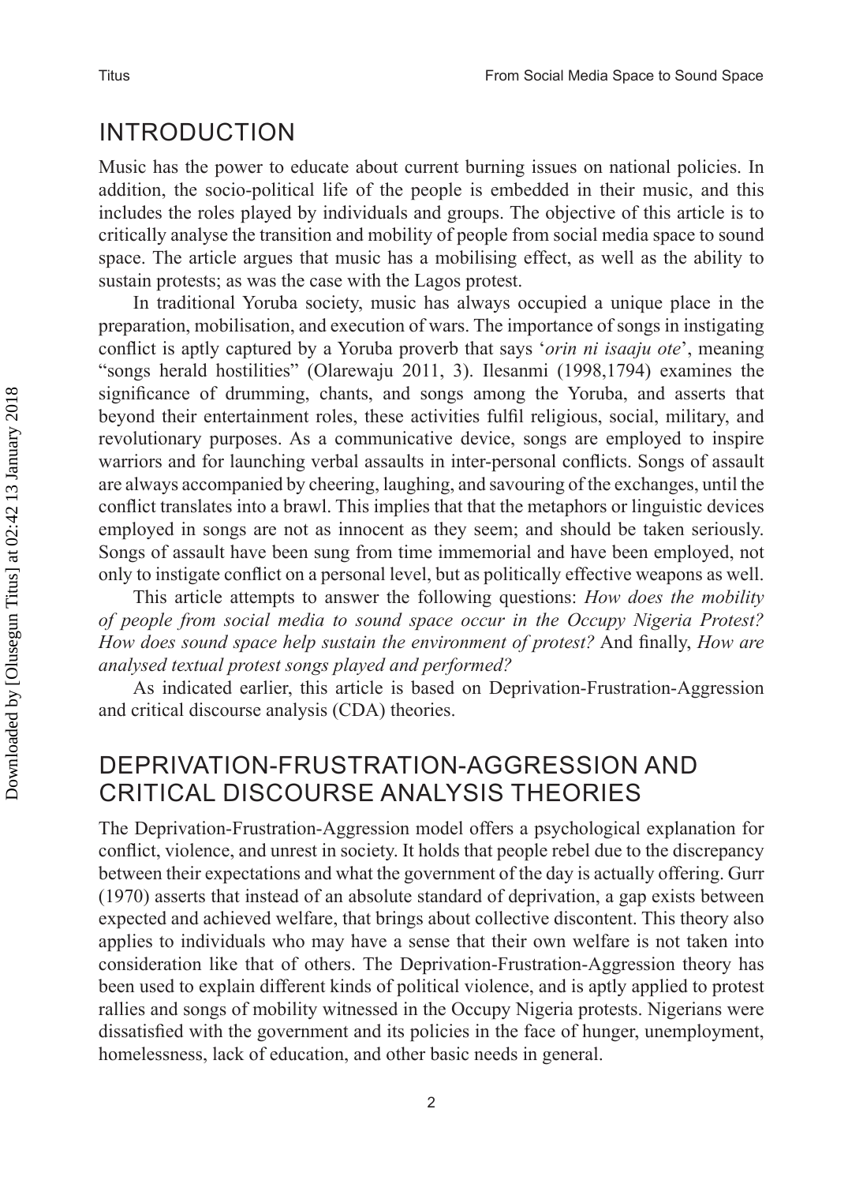## INTRODUCTION

Music has the power to educate about current burning issues on national policies. In addition, the socio-political life of the people is embedded in their music, and this includes the roles played by individuals and groups. The objective of this article is to critically analyse the transition and mobility of people from social media space to sound space. The article argues that music has a mobilising effect, as well as the ability to sustain protests; as was the case with the Lagos protest.

In traditional Yoruba society, music has always occupied a unique place in the preparation, mobilisation, and execution of wars. The importance of songs in instigating conflict is aptly captured by a Yoruba proverb that says '*orin ni isaaju ote*', meaning "songs herald hostilities" (Olarewaju 2011, 3). Ilesanmi (1998,1794) examines the significance of drumming, chants, and songs among the Yoruba, and asserts that beyond their entertainment roles, these activities fulfil religious, social, military, and revolutionary purposes. As a communicative device, songs are employed to inspire warriors and for launching verbal assaults in inter-personal conflicts. Songs of assault are always accompanied by cheering, laughing, and savouring of the exchanges, until the conflict translates into a brawl. This implies that that the metaphors or linguistic devices employed in songs are not as innocent as they seem; and should be taken seriously. Songs of assault have been sung from time immemorial and have been employed, not only to instigate conflict on a personal level, but as politically effective weapons as well.

This article attempts to answer the following questions: *How does the mobility of people from social media to sound space occur in the Occupy Nigeria Protest? How does sound space help sustain the environment of protest?* And finally, *How are analysed textual protest songs played and performed?*

As indicated earlier, this article is based on Deprivation-Frustration-Aggression and critical discourse analysis (CDA) theories.

## DEPRIVATION-FRUSTRATION-AGGRESSION AND CRITICAL DISCOURSE ANALYSIS THEORIES

The Deprivation-Frustration-Aggression model offers a psychological explanation for conflict, violence, and unrest in society. It holds that people rebel due to the discrepancy between their expectations and what the government of the day is actually offering. Gurr (1970) asserts that instead of an absolute standard of deprivation, a gap exists between expected and achieved welfare, that brings about collective discontent. This theory also applies to individuals who may have a sense that their own welfare is not taken into consideration like that of others. The Deprivation-Frustration-Aggression theory has been used to explain different kinds of political violence, and is aptly applied to protest rallies and songs of mobility witnessed in the Occupy Nigeria protests. Nigerians were dissatisfied with the government and its policies in the face of hunger, unemployment, homelessness, lack of education, and other basic needs in general.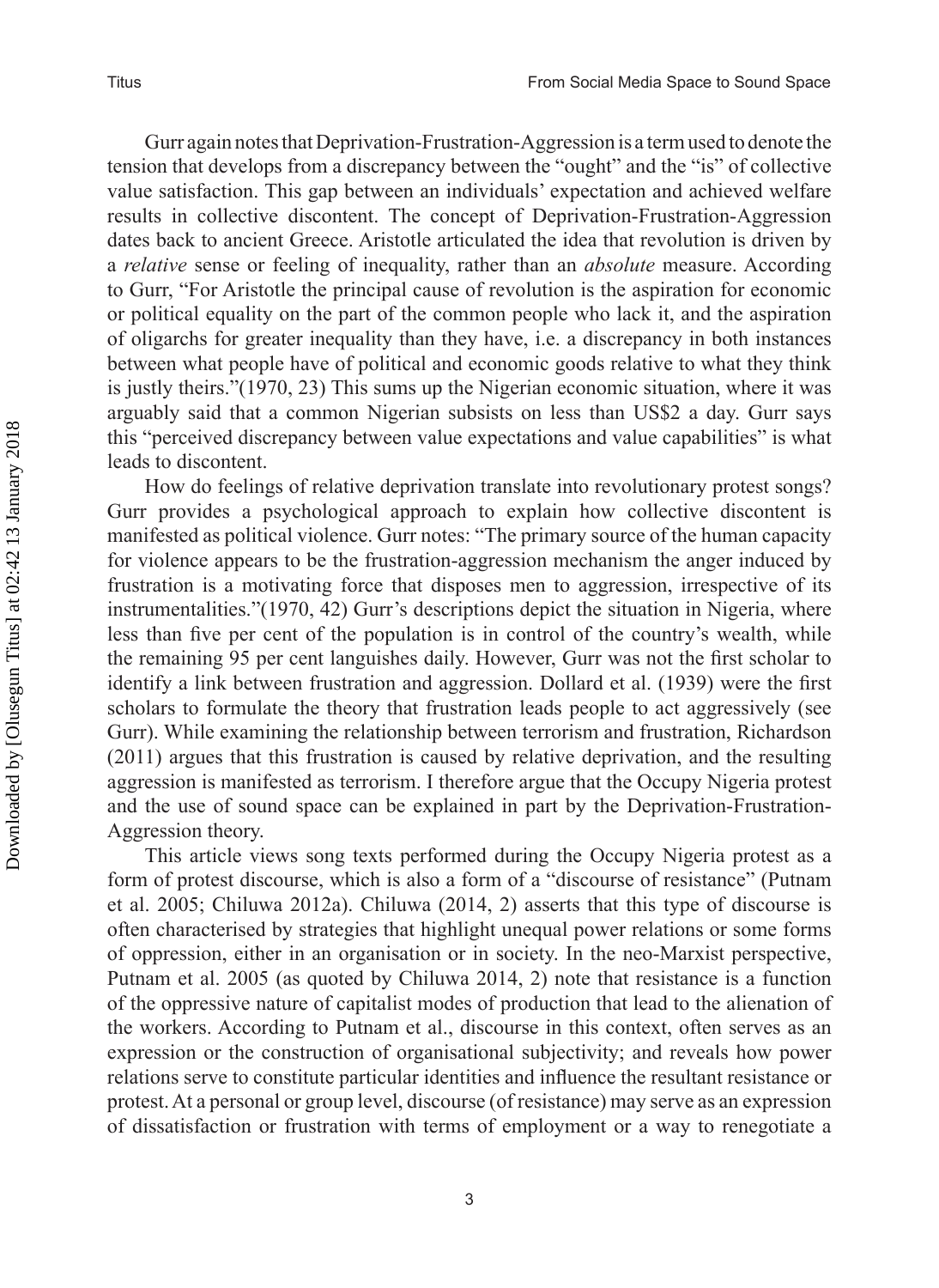Gurr again notes that Deprivation-Frustration-Aggression is a term used to denote the tension that develops from a discrepancy between the "ought" and the "is" of collective value satisfaction. This gap between an individuals' expectation and achieved welfare results in collective discontent. The concept of Deprivation-Frustration-Aggression dates back to ancient Greece. Aristotle articulated the idea that revolution is driven by a *relative* sense or feeling of inequality, rather than an *absolute* measure. According to Gurr, "For Aristotle the principal cause of revolution is the aspiration for economic or political equality on the part of the common people who lack it, and the aspiration of oligarchs for greater inequality than they have, i.e. a discrepancy in both instances between what people have of political and economic goods relative to what they think is justly theirs."(1970, 23) This sums up the Nigerian economic situation, where it was arguably said that a common Nigerian subsists on less than US$2 a day. Gurr says this "perceived discrepancy between value expectations and value capabilities" is what leads to discontent.

How do feelings of relative deprivation translate into revolutionary protest songs? Gurr provides a psychological approach to explain how collective discontent is manifested as political violence. Gurr notes: "The primary source of the human capacity for violence appears to be the frustration-aggression mechanism the anger induced by frustration is a motivating force that disposes men to aggression, irrespective of its instrumentalities."(1970, 42) Gurr's descriptions depict the situation in Nigeria, where less than five per cent of the population is in control of the country's wealth, while the remaining 95 per cent languishes daily. However, Gurr was not the first scholar to identify a link between frustration and aggression. Dollard et al. (1939) were the first scholars to formulate the theory that frustration leads people to act aggressively (see Gurr). While examining the relationship between terrorism and frustration, Richardson (2011) argues that this frustration is caused by relative deprivation, and the resulting aggression is manifested as terrorism. I therefore argue that the Occupy Nigeria protest and the use of sound space can be explained in part by the Deprivation-Frustration-Aggression theory.

This article views song texts performed during the Occupy Nigeria protest as a form of protest discourse, which is also a form of a "discourse of resistance" (Putnam et al. 2005; Chiluwa 2012a). Chiluwa (2014, 2) asserts that this type of discourse is often characterised by strategies that highlight unequal power relations or some forms of oppression, either in an organisation or in society. In the neo-Marxist perspective, Putnam et al. 2005 (as quoted by Chiluwa 2014, 2) note that resistance is a function of the oppressive nature of capitalist modes of production that lead to the alienation of the workers. According to Putnam et al., discourse in this context, often serves as an expression or the construction of organisational subjectivity; and reveals how power relations serve to constitute particular identities and influence the resultant resistance or protest. At a personal or group level, discourse (of resistance) may serve as an expression of dissatisfaction or frustration with terms of employment or a way to renegotiate a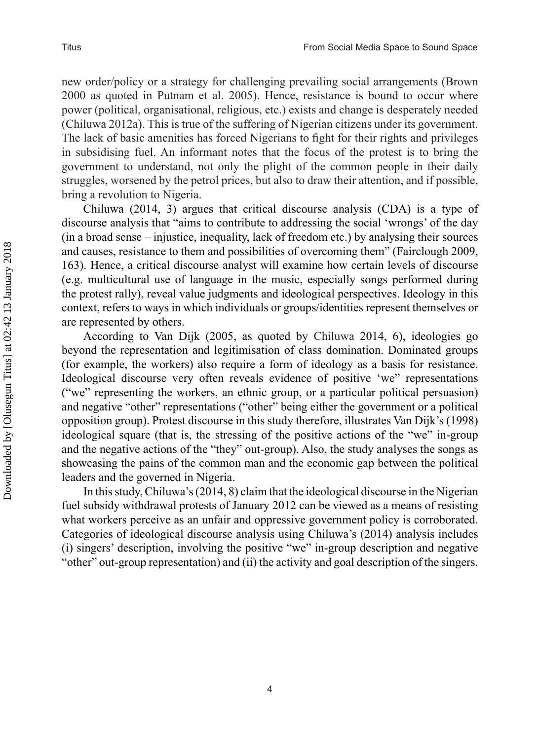new order/policy or a strategy for challenging prevailing social arrangements (Brown 2000 as quoted in Putnam et al. 2005). Hence, resistance is bound to occur where power (political, organisational, religious, etc.) exists and change is desperately needed (Chiluwa 2012a). This is true of the suffering of Nigerian citizens under its government. The lack of basic amenities has forced Nigerians to fight for their rights and privileges in subsidising fuel. An informant notes that the focus of the protest is to bring the government to understand, not only the plight of the common people in their daily struggles, worsened by the petrol prices, but also to draw their attention, and if possible, bring a revolution to Nigeria.

Chiluwa (2014, 3) argues that critical discourse analysis (CDA) is a type of discourse analysis that "aims to contribute to addressing the social 'wrongs' of the day (in a broad sense – injustice, inequality, lack of freedom etc.) by analysing their sources and causes, resistance to them and possibilities of overcoming them" (Fairclough 2009, 163). Hence, a critical discourse analyst will examine how certain levels of discourse (e.g. multicultural use of language in the music, especially songs performed during the protest rally), reveal value judgments and ideological perspectives. Ideology in this context, refers to ways in which individuals or groups/identities represent themselves or are represented by others.

According to Van Dijk (2005, as quoted by Chiluwa 2014, 6), ideologies go beyond the representation and legitimisation of class domination. Dominated groups (for example, the workers) also require a form of ideology as a basis for resistance. Ideological discourse very often reveals evidence of positive 'we" representations ("we" representing the workers, an ethnic group, or a particular political persuasion) and negative "other" representations ("other" being either the government or a political opposition group). Protest discourse in this study therefore, illustrates Van Dijk's (1998) ideological square (that is, the stressing of the positive actions of the "we" in-group and the negative actions of the "they" out-group). Also, the study analyses the songs as showcasing the pains of the common man and the economic gap between the political leaders and the governed in Nigeria.

In this study, Chiluwa's (2014, 8) claim that the ideological discourse in the Nigerian fuel subsidy withdrawal protests of January 2012 can be viewed as a means of resisting what workers perceive as an unfair and oppressive government policy is corroborated. Categories of ideological discourse analysis using Chiluwa's (2014) analysis includes (i) singers' description, involving the positive "we" in-group description and negative "other" out-group representation) and (ii) the activity and goal description of the singers.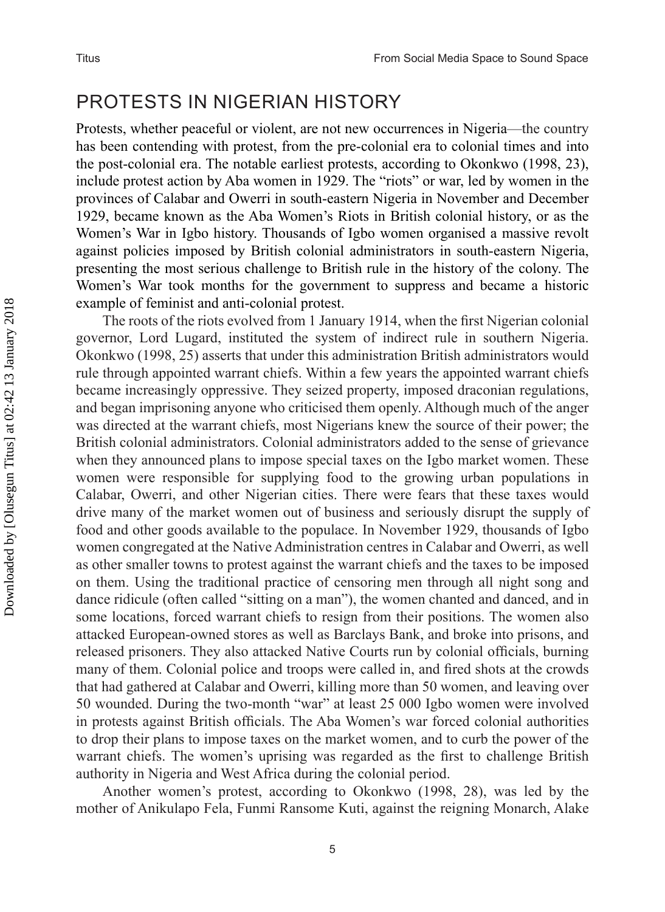## PROTESTS IN NIGERIAN HISTORY

Protests, whether peaceful or violent, are not new occurrences in Nigeria—the country has been contending with protest, from the pre-colonial era to colonial times and into the post-colonial era. The notable earliest protests, according to Okonkwo (1998, 23), include protest action by Aba women in 1929. The "riots" or war, led by women in the provinces of Calabar and Owerri in south-eastern Nigeria in November and December 1929, became known as the Aba Women's Riots in British colonial history, or as the Women's War in Igbo history. Thousands of Igbo women organised a massive revolt against policies imposed by British colonial administrators in south-eastern Nigeria, presenting the most serious challenge to British rule in the history of the colony. The Women's War took months for the government to suppress and became a historic example of feminist and anti-colonial protest.

The roots of the riots evolved from 1 January 1914, when the first Nigerian colonial governor, Lord Lugard, instituted the system of indirect rule in southern Nigeria. Okonkwo (1998, 25) asserts that under this administration British administrators would rule through appointed warrant chiefs. Within a few years the appointed warrant chiefs became increasingly oppressive. They seized property, imposed draconian regulations, and began imprisoning anyone who criticised them openly. Although much of the anger was directed at the warrant chiefs, most Nigerians knew the source of their power; the British colonial administrators. Colonial administrators added to the sense of grievance when they announced plans to impose special taxes on the Igbo market women. These women were responsible for supplying food to the growing urban populations in Calabar, Owerri, and other Nigerian cities. There were fears that these taxes would drive many of the market women out of business and seriously disrupt the supply of food and other goods available to the populace. In November 1929, thousands of Igbo women congregated at the Native Administration centres in Calabar and Owerri, as well as other smaller towns to protest against the warrant chiefs and the taxes to be imposed on them. Using the traditional practice of censoring men through all night song and dance ridicule (often called "sitting on a man"), the women chanted and danced, and in some locations, forced warrant chiefs to resign from their positions. The women also attacked European-owned stores as well as Barclays Bank, and broke into prisons, and released prisoners. They also attacked Native Courts run by colonial officials, burning many of them. Colonial police and troops were called in, and fired shots at the crowds that had gathered at Calabar and Owerri, killing more than 50 women, and leaving over 50 wounded. During the two-month "war" at least 25 000 Igbo women were involved in protests against British officials. The Aba Women's war forced colonial authorities to drop their plans to impose taxes on the market women, and to curb the power of the warrant chiefs. The women's uprising was regarded as the first to challenge British authority in Nigeria and West Africa during the colonial period.

Another women's protest, according to Okonkwo (1998, 28), was led by the mother of Anikulapo Fela, Funmi Ransome Kuti, against the reigning Monarch, Alake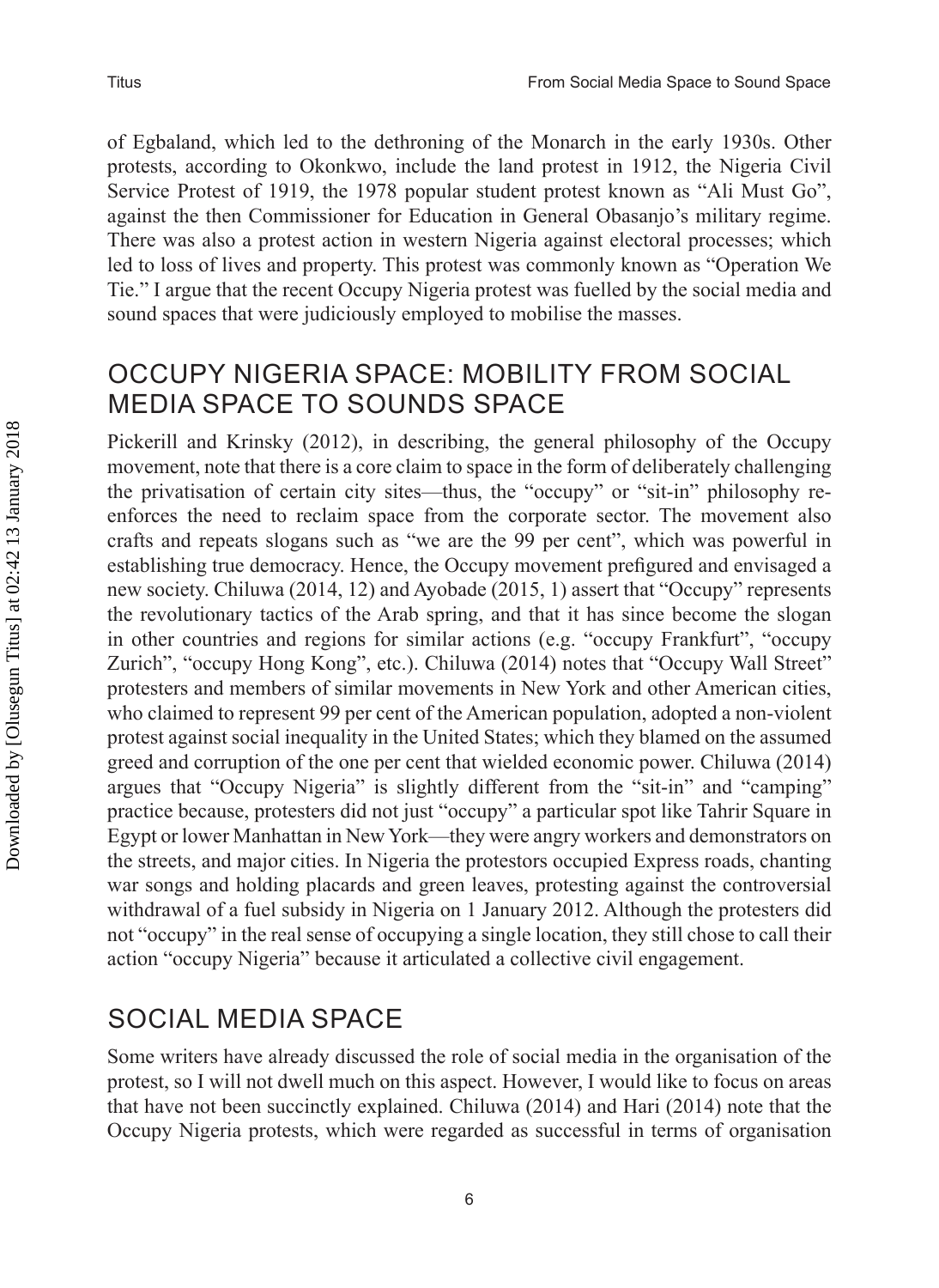of Egbaland, which led to the dethroning of the Monarch in the early 1930s. Other protests, according to Okonkwo, include the land protest in 1912, the Nigeria Civil Service Protest of 1919, the 1978 popular student protest known as "Ali Must Go", against the then Commissioner for Education in General Obasanjo's military regime. There was also a protest action in western Nigeria against electoral processes; which led to loss of lives and property. This protest was commonly known as "Operation We Tie." I argue that the recent Occupy Nigeria protest was fuelled by the social media and sound spaces that were judiciously employed to mobilise the masses.

## OCCUPY NIGERIA SPACE: MOBILITY FROM SOCIAL MEDIA SPACE TO SOUNDS SPACE

Pickerill and Krinsky (2012), in describing, the general philosophy of the Occupy movement, note that there is a core claim to space in the form of deliberately challenging the privatisation of certain city sites—thus, the "occupy" or "sit-in" philosophy re-enforces the need to reclaim space from the corporate sector. The movement also crafts and repeats slogans such as "we are the 99 per cent", which was powerful in establishing true democracy. Hence, the Occupy movement prefigured and envisaged a new society. Chiluwa (2014, 12) and Ayobade (2015, 1) assert that "Occupy" represents the revolutionary tactics of the Arab spring, and that it has since become the slogan in other countries and regions for similar actions (e.g. "occupy Frankfurt", "occupy Zurich", "occupy Hong Kong", etc.). Chiluwa (2014) notes that "Occupy Wall Street" protesters and members of similar movements in New York and other American cities, who claimed to represent 99 per cent of the American population, adopted a non-violent protest against social inequality in the United States; which they blamed on the assumed greed and corruption of the one per cent that wielded economic power. Chiluwa (2014) argues that "Occupy Nigeria" is slightly different from the "sit-in" and "camping" practice because, protesters did not just "occupy" a particular spot like Tahrir Square in Egypt or lower Manhattan in New York—they were angry workers and demonstrators on the streets, and major cities. In Nigeria the protestors occupied Express roads, chanting war songs and holding placards and green leaves, protesting against the controversial withdrawal of a fuel subsidy in Nigeria on 1 January 2012. Although the protesters did not "occupy" in the real sense of occupying a single location, they still chose to call their action "occupy Nigeria" because it articulated a collective civil engagement.

## SOCIAL MEDIA SPACE

Some writers have already discussed the role of social media in the organisation of the protest, so I will not dwell much on this aspect. However, I would like to focus on areas that have not been succinctly explained. Chiluwa (2014) and Hari (2014) note that the Occupy Nigeria protests, which were regarded as successful in terms of organisation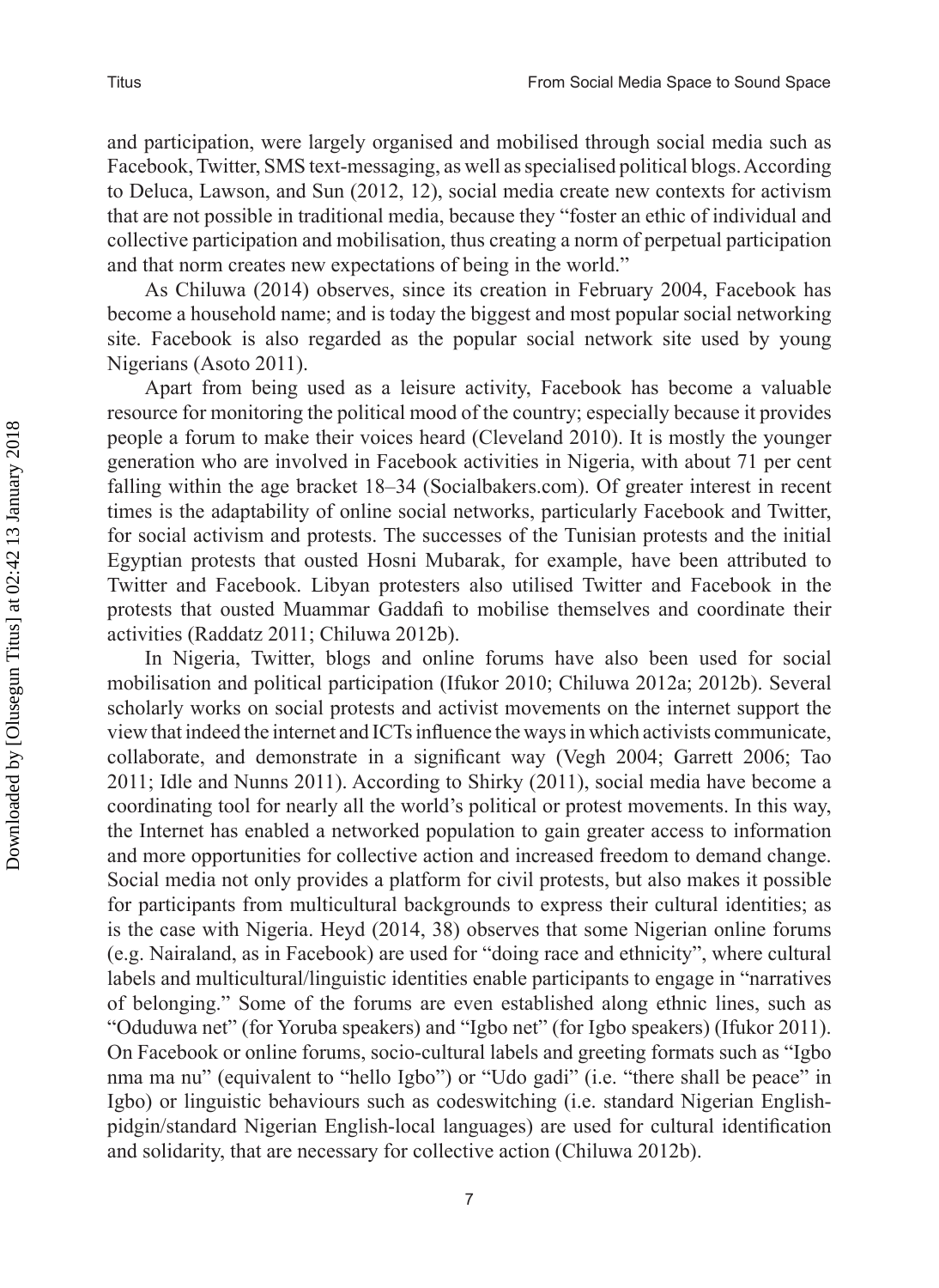and participation, were largely organised and mobilised through social media such as Facebook, Twitter, SMS text-messaging, as well as specialised political blogs. According to Deluca, Lawson, and Sun (2012, 12), social media create new contexts for activism that are not possible in traditional media, because they "foster an ethic of individual and collective participation and mobilisation, thus creating a norm of perpetual participation and that norm creates new expectations of being in the world."

As Chiluwa (2014) observes, since its creation in February 2004, Facebook has become a household name; and is today the biggest and most popular social networking site. Facebook is also regarded as the popular social network site used by young Nigerians (Asoto 2011).

Apart from being used as a leisure activity, Facebook has become a valuable resource for monitoring the political mood of the country; especially because it provides people a forum to make their voices heard (Cleveland 2010). It is mostly the younger generation who are involved in Facebook activities in Nigeria, with about 71 per cent falling within the age bracket 18–34 (Socialbakers.com). Of greater interest in recent times is the adaptability of online social networks, particularly Facebook and Twitter, for social activism and protests. The successes of the Tunisian protests and the initial Egyptian protests that ousted Hosni Mubarak, for example, have been attributed to Twitter and Facebook. Libyan protesters also utilised Twitter and Facebook in the protests that ousted Muammar Gaddafi to mobilise themselves and coordinate their activities (Raddatz 2011; Chiluwa 2012b).

In Nigeria, Twitter, blogs and online forums have also been used for social mobilisation and political participation (Ifukor 2010; Chiluwa 2012a; 2012b). Several scholarly works on social protests and activist movements on the internet support the view that indeed the internet and ICTs influence the ways in which activists communicate, collaborate, and demonstrate in a significant way (Vegh 2004; Garrett 2006; Tao 2011; Idle and Nunns 2011). According to Shirky (2011), social media have become a coordinating tool for nearly all the world's political or protest movements. In this way, the Internet has enabled a networked population to gain greater access to information and more opportunities for collective action and increased freedom to demand change. Social media not only provides a platform for civil protests, but also makes it possible for participants from multicultural backgrounds to express their cultural identities; as is the case with Nigeria. Heyd (2014, 38) observes that some Nigerian online forums (e.g. Nairaland, as in Facebook) are used for "doing race and ethnicity", where cultural labels and multicultural/linguistic identities enable participants to engage in "narratives of belonging." Some of the forums are even established along ethnic lines, such as "Oduduwa net" (for Yoruba speakers) and "Igbo net" (for Igbo speakers) (Ifukor 2011). On Facebook or online forums, socio-cultural labels and greeting formats such as "Igbo nma ma nu" (equivalent to "hello Igbo") or "Udo gadi" (i.e. "there shall be peace" in Igbo) or linguistic behaviours such as codeswitching (i.e. standard Nigerian English-pidgin/standard Nigerian English-local languages) are used for cultural identification and solidarity, that are necessary for collective action (Chiluwa 2012b).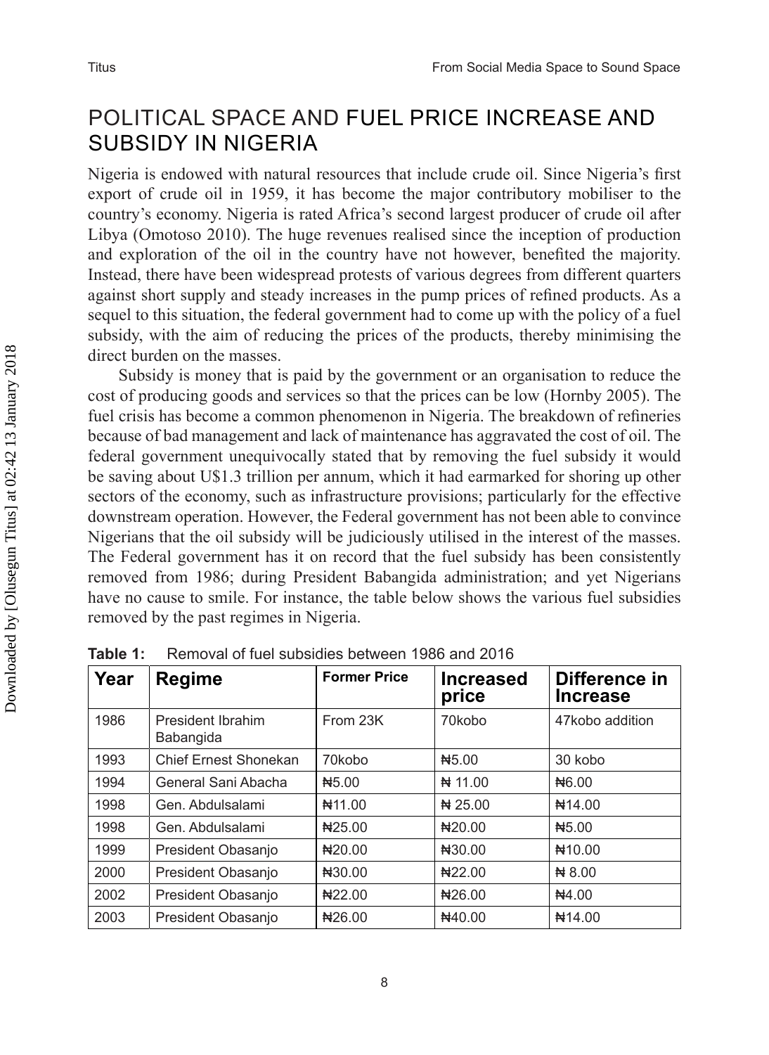## POLITICAL SPACE AND FUEL PRICE INCREASE AND SUBSIDY IN NIGERIA

Nigeria is endowed with natural resources that include crude oil. Since Nigeria's first export of crude oil in 1959, it has become the major contributory mobiliser to the country's economy. Nigeria is rated Africa's second largest producer of crude oil after Libya (Omotoso 2010). The huge revenues realised since the inception of production and exploration of the oil in the country have not however, benefited the majority. Instead, there have been widespread protests of various degrees from different quarters against short supply and steady increases in the pump prices of refined products. As a sequel to this situation, the federal government had to come up with the policy of a fuel subsidy, with the aim of reducing the prices of the products, thereby minimising the direct burden on the masses.

Subsidy is money that is paid by the government or an organisation to reduce the cost of producing goods and services so that the prices can be low (Hornby 2005). The fuel crisis has become a common phenomenon in Nigeria. The breakdown of refineries because of bad management and lack of maintenance has aggravated the cost of oil. The federal government unequivocally stated that by removing the fuel subsidy it would be saving about U$1.3 trillion per annum, which it had earmarked for shoring up other sectors of the economy, such as infrastructure provisions; particularly for the effective downstream operation. However, the Federal government has not been able to convince Nigerians that the oil subsidy will be judiciously utilised in the interest of the masses. The Federal government has it on record that the fuel subsidy has been consistently removed from 1986; during President Babangida administration; and yet Nigerians have no cause to smile. For instance, the table below shows the various fuel subsidies removed by the past regimes in Nigeria.

**Table 1:** Removal of fuel subsidies between 1986 and 2016

| Year | Regime | Former Price | Increased price | Difference in Increase |
|---|---|---|---|---|
| 1986 | President Ibrahim Babangida | From 23K | 70kobo | 47kobo addition |
| 1993 | Chief Ernest Shonekan | 70kobo | ₦5.00 | 30 kobo |
| 1994 | General Sani Abacha | ₦5.00 | ₦ 11.00 | ₦6.00 |
| 1998 | Gen. Abdulsalami | ₦11.00 | ₦ 25.00 | ₦14.00 |
| 1998 | Gen. Abdulsalami | ₦25.00 | ₦20.00 | ₦5.00 |
| 1999 | President Obasanjo | ₦20.00 | ₦30.00 | ₦10.00 |
| 2000 | President Obasanjo | ₦30.00 | ₦22.00 | ₦ 8.00 |
| 2002 | President Obasanjo | ₦22.00 | ₦26.00 | ₦4.00 |
| 2003 | President Obasanjo | ₦26.00 | ₦40.00 | ₦14.00 |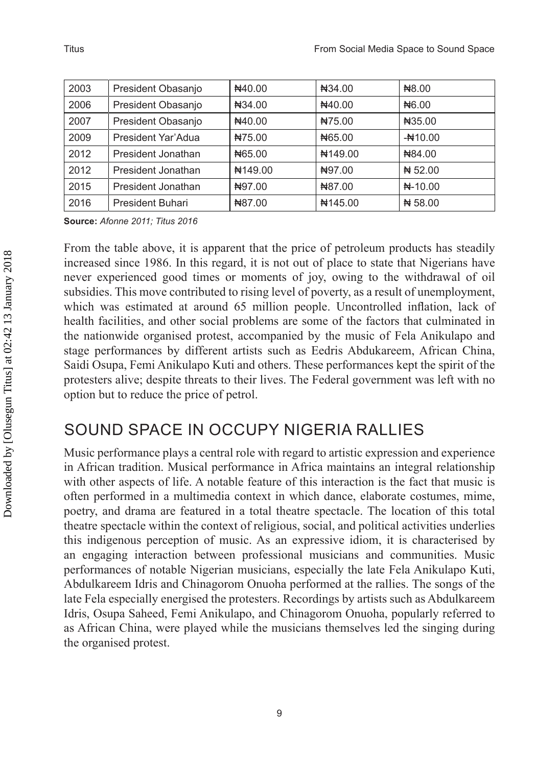| 2003 | President Obasanjo | ₦40.00 | ₦34.00 | ₦8.00 |
|---|---|---|---|---|
| 2006 | President Obasanjo | ₦34.00 | ₦40.00 | ₦6.00 |
| 2007 | President Obasanjo | ₦40.00 | ₦75.00 | ₦35.00 |
| 2009 | President Yar'Adua | ₦75.00 | ₦65.00 | -₦10.00 |
| 2012 | President Jonathan | ₦65.00 | ₦149.00 | ₦84.00 |
| 2012 | President Jonathan | ₦149.00 | ₦97.00 | ₦ 52.00 |
| 2015 | President Jonathan | ₦97.00 | ₦87.00 | ₦-10.00 |
| 2016 | President Buhari | ₦87.00 | ₦145.00 | ₦ 58.00 |

**Source:** *Afonne 2011; Titus 2016*

From the table above, it is apparent that the price of petroleum products has steadily increased since 1986. In this regard, it is not out of place to state that Nigerians have never experienced good times or moments of joy, owing to the withdrawal of oil subsidies. This move contributed to rising level of poverty, as a result of unemployment, which was estimated at around 65 million people. Uncontrolled inflation, lack of health facilities, and other social problems are some of the factors that culminated in the nationwide organised protest, accompanied by the music of Fela Anikulapo and stage performances by different artists such as Eedris Abdukareem, African China, Saidi Osupa, Femi Anikulapo Kuti and others. These performances kept the spirit of the protesters alive; despite threats to their lives. The Federal government was left with no option but to reduce the price of petrol.

## SOUND SPACE IN OCCUPY NIGERIA RALLIES

Music performance plays a central role with regard to artistic expression and experience in African tradition. Musical performance in Africa maintains an integral relationship with other aspects of life. A notable feature of this interaction is the fact that music is often performed in a multimedia context in which dance, elaborate costumes, mime, poetry, and drama are featured in a total theatre spectacle. The location of this total theatre spectacle within the context of religious, social, and political activities underlies this indigenous perception of music. As an expressive idiom, it is characterised by an engaging interaction between professional musicians and communities. Music performances of notable Nigerian musicians, especially the late Fela Anikulapo Kuti, Abdulkareem Idris and Chinagorom Onuoha performed at the rallies. The songs of the late Fela especially energised the protesters. Recordings by artists such as Abdulkareem Idris, Osupa Saheed, Femi Anikulapo, and Chinagorom Onuoha, popularly referred to as African China, were played while the musicians themselves led the singing during the organised protest.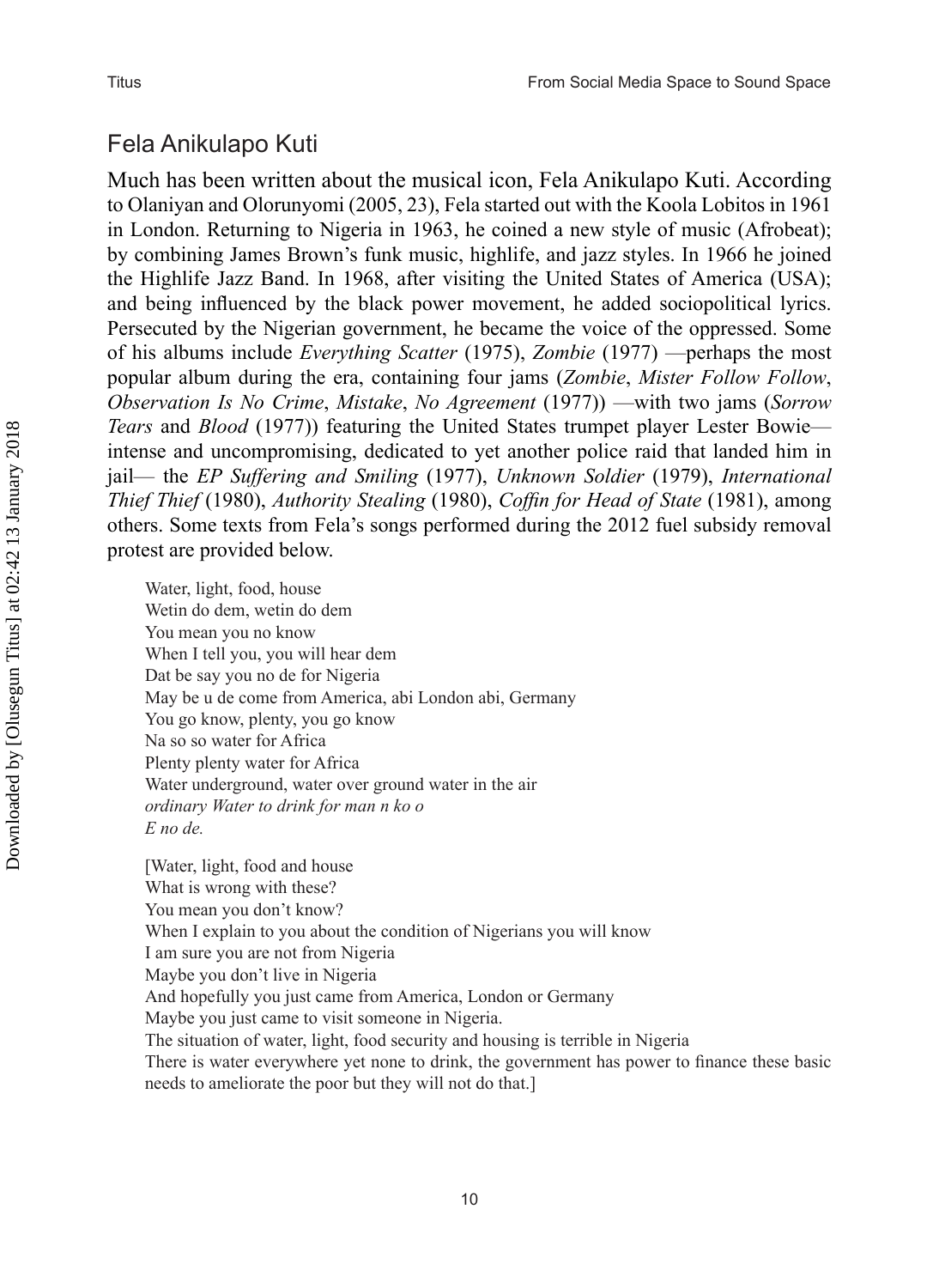## Fela Anikulapo Kuti

Much has been written about the musical icon, Fela Anikulapo Kuti. According to Olaniyan and Olorunyomi (2005, 23), Fela started out with the Koola Lobitos in 1961 in London. Returning to Nigeria in 1963, he coined a new style of music (Afrobeat); by combining James Brown's funk music, highlife, and jazz styles. In 1966 he joined the Highlife Jazz Band. In 1968, after visiting the United States of America (USA); and being influenced by the black power movement, he added sociopolitical lyrics. Persecuted by the Nigerian government, he became the voice of the oppressed. Some of his albums include *Everything Scatter* (1975), *Zombie* (1977) —perhaps the most popular album during the era, containing four jams (*Zombie*, *Mister Follow Follow*, *Observation Is No Crime*, *Mistake*, *No Agreement* (1977)) —with two jams (*Sorrow Tears* and *Blood* (1977)) featuring the United States trumpet player Lester Bowie— intense and uncompromising, dedicated to yet another police raid that landed him in jail— the *EP Suffering and Smiling* (1977), *Unknown Soldier* (1979), *International Thief Thief* (1980), *Authority Stealing* (1980), *Coffin for Head of State* (1981), among others. Some texts from Fela's songs performed during the 2012 fuel subsidy removal protest are provided below.

> Water, light, food, house
> Wetin do dem, wetin do dem
> You mean you no know
> When I tell you, you will hear dem
> Dat be say you no de for Nigeria
> May be u de come from America, abi London abi, Germany
> You go know, plenty, you go know
> Na so so water for Africa
> Plenty plenty water for Africa
> Water underground, water over ground water in the air
> *ordinary Water to drink for man n ko o*
> *E no de.*
>
> [Water, light, food and house
> What is wrong with these?
> You mean you don't know?
> When I explain to you about the condition of Nigerians you will know
> I am sure you are not from Nigeria
> Maybe you don't live in Nigeria
> And hopefully you just came from America, London or Germany
> Maybe you just came to visit someone in Nigeria.
> The situation of water, light, food security and housing is terrible in Nigeria
> There is water everywhere yet none to drink, the government has power to finance these basic needs to ameliorate the poor but they will not do that.]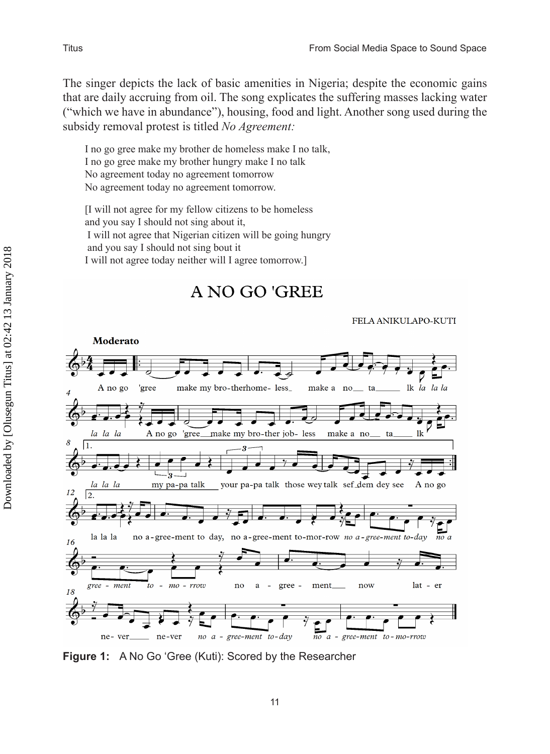The singer depicts the lack of basic amenities in Nigeria; despite the economic gains that are daily accruing from oil. The song explicates the suffering masses lacking water ("which we have in abundance"), housing, food and light. Another song used during the subsidy removal protest is titled *No Agreement:*

> I no go gree make my brother de homeless make I no talk,
> I no go gree make my brother hungry make I no talk
> No agreement today no agreement tomorrow
> No agreement today no agreement tomorrow.
>
> [I will not agree for my fellow citizens to be homeless
> and you say I should not sing about it,
> I will not agree that Nigerian citizen will be going hungry
> and you say I should not sing bout it
> I will not agree today neither will I agree tomorrow.]

**Figure 1:** A No Go 'Gree (Kuti): Scored by the Researcher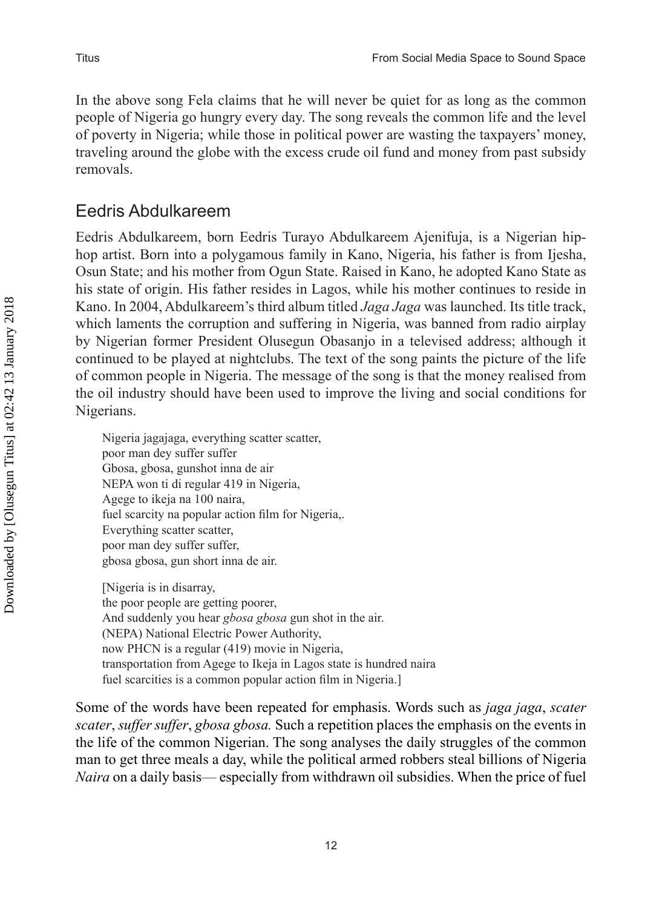In the above song Fela claims that he will never be quiet for as long as the common people of Nigeria go hungry every day. The song reveals the common life and the level of poverty in Nigeria; while those in political power are wasting the taxpayers' money, traveling around the globe with the excess crude oil fund and money from past subsidy removals.

## Eedris Abdulkareem

Eedris Abdulkareem, born Eedris Turayo Abdulkareem Ajenifuja, is a Nigerian hip-hop artist. Born into a polygamous family in Kano, Nigeria, his father is from Ijesha, Osun State; and his mother from Ogun State. Raised in Kano, he adopted Kano State as his state of origin. His father resides in Lagos, while his mother continues to reside in Kano. In 2004, Abdulkareem's third album titled *Jaga Jaga* was launched. Its title track, which laments the corruption and suffering in Nigeria, was banned from radio airplay by Nigerian former President Olusegun Obasanjo in a televised address; although it continued to be played at nightclubs. The text of the song paints the picture of the life of common people in Nigeria. The message of the song is that the money realised from the oil industry should have been used to improve the living and social conditions for Nigerians.

> Nigeria jagajaga, everything scatter scatter,
> poor man dey suffer suffer
> Gbosa, gbosa, gunshot inna de air
> NEPA won ti di regular 419 in Nigeria,
> Agege to ikeja na 100 naira,
> fuel scarcity na popular action film for Nigeria,.
> Everything scatter scatter,
> poor man dey suffer suffer,
> gbosa gbosa, gun short inna de air.
>
> [Nigeria is in disarray,
> the poor people are getting poorer,
> And suddenly you hear *gbosa gbosa* gun shot in the air.
> (NEPA) National Electric Power Authority,
> now PHCN is a regular (419) movie in Nigeria,
> transportation from Agege to Ikeja in Lagos state is hundred naira
> fuel scarcities is a common popular action film in Nigeria.]

Some of the words have been repeated for emphasis. Words such as *jaga jaga*, *scater scater*, *suffer suffer*, *gbosa gbosa.* Such a repetition places the emphasis on the events in the life of the common Nigerian. The song analyses the daily struggles of the common man to get three meals a day, while the political armed robbers steal billions of Nigeria *Naira* on a daily basis— especially from withdrawn oil subsidies. When the price of fuel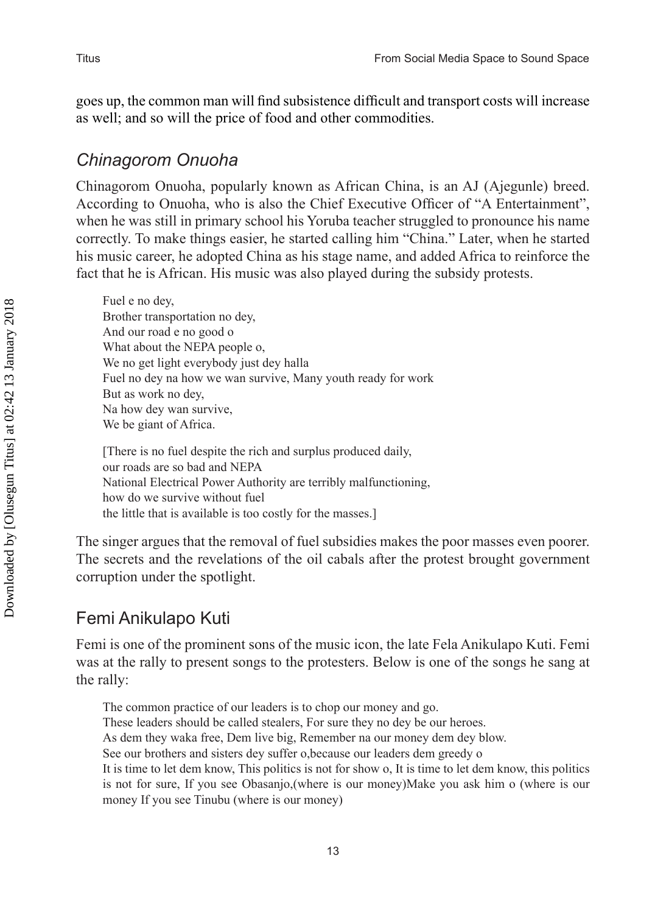goes up, the common man will find subsistence difficult and transport costs will increase as well; and so will the price of food and other commodities.

## *Chinagorom Onuoha*

Chinagorom Onuoha, popularly known as African China, is an AJ (Ajegunle) breed. According to Onuoha, who is also the Chief Executive Officer of "A Entertainment", when he was still in primary school his Yoruba teacher struggled to pronounce his name correctly. To make things easier, he started calling him "China." Later, when he started his music career, he adopted China as his stage name, and added Africa to reinforce the fact that he is African. His music was also played during the subsidy protests.

> Fuel e no dey,
> Brother transportation no dey,
> And our road e no good o
> What about the NEPA people o,
> We no get light everybody just dey halla
> Fuel no dey na how we wan survive, Many youth ready for work
> But as work no dey,
> Na how dey wan survive,
> We be giant of Africa.
>
> [There is no fuel despite the rich and surplus produced daily,
> our roads are so bad and NEPA
> National Electrical Power Authority are terribly malfunctioning,
> how do we survive without fuel
> the little that is available is too costly for the masses.]

The singer argues that the removal of fuel subsidies makes the poor masses even poorer. The secrets and the revelations of the oil cabals after the protest brought government corruption under the spotlight.

## Femi Anikulapo Kuti

Femi is one of the prominent sons of the music icon, the late Fela Anikulapo Kuti. Femi was at the rally to present songs to the protesters. Below is one of the songs he sang at the rally:

> The common practice of our leaders is to chop our money and go.
> These leaders should be called stealers, For sure they no dey be our heroes.
> As dem they waka free, Dem live big, Remember na our money dem dey blow.
> See our brothers and sisters dey suffer o,because our leaders dem greedy o
> It is time to let dem know, This politics is not for show o, It is time to let dem know, this politics is not for sure, If you see Obasanjo,(where is our money)Make you ask him o (where is our money If you see Tinubu (where is our money)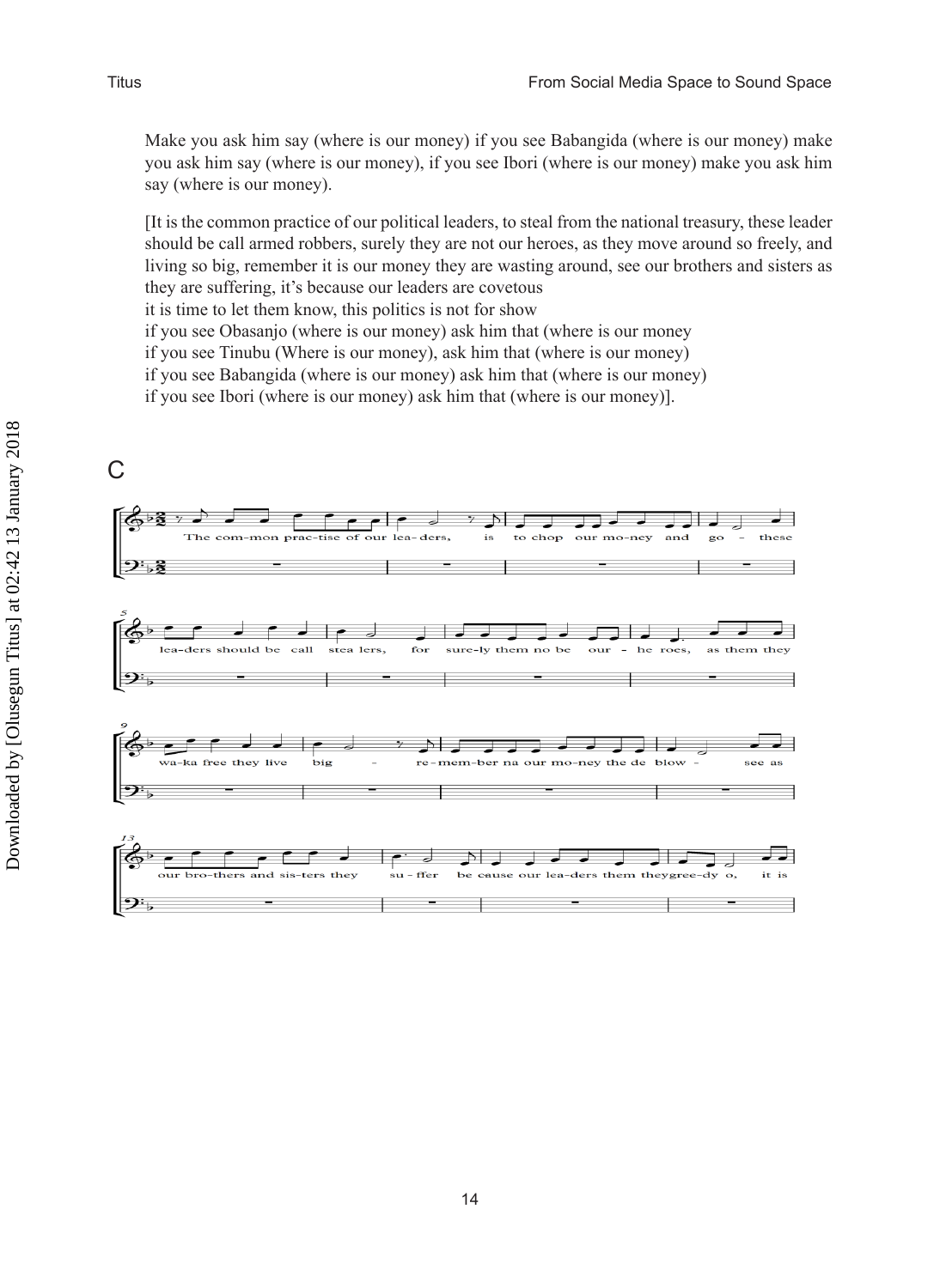Make you ask him say (where is our money) if you see Babangida (where is our money) make you ask him say (where is our money), if you see Ibori (where is our money) make you ask him say (where is our money).

[It is the common practice of our political leaders, to steal from the national treasury, these leader should be call armed robbers, surely they are not our heroes, as they move around so freely, and living so big, remember it is our money they are wasting around, see our brothers and sisters as they are suffering, it's because our leaders are covetous
it is time to let them know, this politics is not for show
if you see Obasanjo (where is our money) ask him that (where is our money
if you see Tinubu (Where is our money), ask him that (where is our money)
if you see Babangida (where is our money) ask him that (where is our money)
if you see Ibori (where is our money) ask him that (where is our money)].

C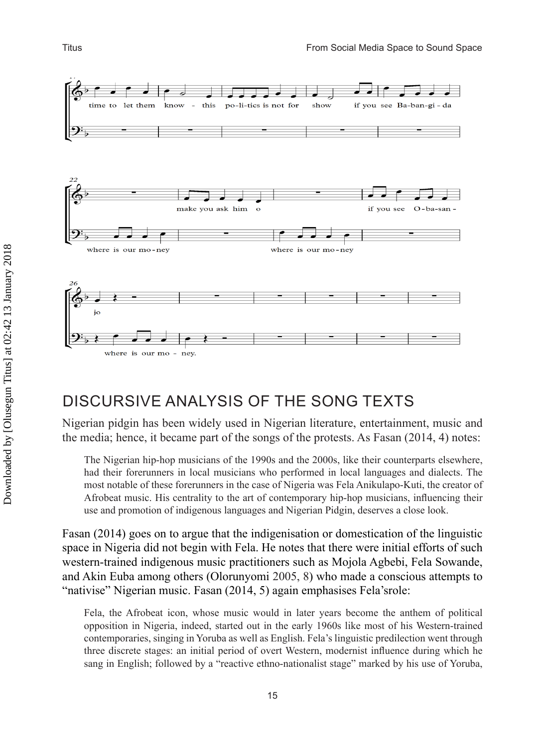## DISCURSIVE ANALYSIS OF THE SONG TEXTS

Nigerian pidgin has been widely used in Nigerian literature, entertainment, music and the media; hence, it became part of the songs of the protests. As Fasan (2014, 4) notes:

> The Nigerian hip-hop musicians of the 1990s and the 2000s, like their counterparts elsewhere, had their forerunners in local musicians who performed in local languages and dialects. The most notable of these forerunners in the case of Nigeria was Fela Anikulapo-Kuti, the creator of Afrobeat music. His centrality to the art of contemporary hip-hop musicians, influencing their use and promotion of indigenous languages and Nigerian Pidgin, deserves a close look.

Fasan (2014) goes on to argue that the indigenisation or domestication of the linguistic space in Nigeria did not begin with Fela. He notes that there were initial efforts of such western-trained indigenous music practitioners such as Mojola Agbebi, Fela Sowande, and Akin Euba among others (Olorunyomi 2005, 8) who made a conscious attempts to "nativise" Nigerian music. Fasan (2014, 5) again emphasises Fela'srole:

> Fela, the Afrobeat icon, whose music would in later years become the anthem of political opposition in Nigeria, indeed, started out in the early 1960s like most of his Western-trained contemporaries, singing in Yoruba as well as English. Fela's linguistic predilection went through three discrete stages: an initial period of overt Western, modernist influence during which he sang in English; followed by a "reactive ethno-nationalist stage" marked by his use of Yoruba,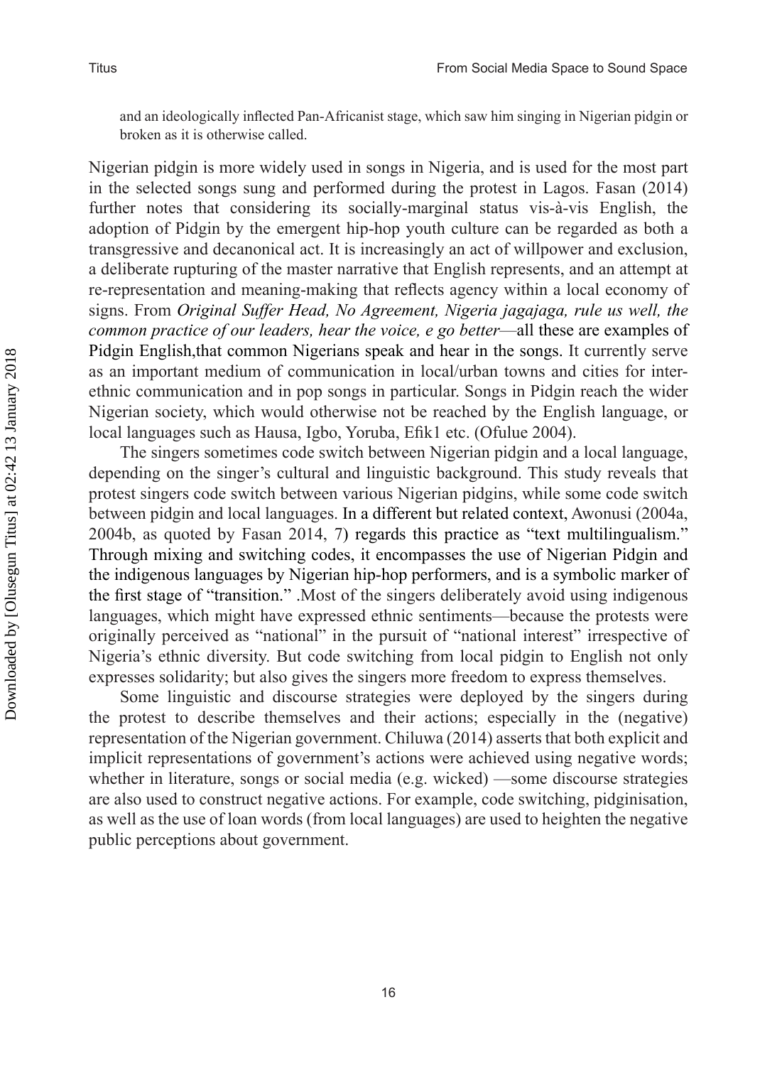and an ideologically inflected Pan-Africanist stage, which saw him singing in Nigerian pidgin or broken as it is otherwise called.

Nigerian pidgin is more widely used in songs in Nigeria, and is used for the most part in the selected songs sung and performed during the protest in Lagos. Fasan (2014) further notes that considering its socially-marginal status vis-à-vis English, the adoption of Pidgin by the emergent hip-hop youth culture can be regarded as both a transgressive and decanonical act. It is increasingly an act of willpower and exclusion, a deliberate rupturing of the master narrative that English represents, and an attempt at re-representation and meaning-making that reflects agency within a local economy of signs. From *Original Suffer Head, No Agreement, Nigeria jagajaga, rule us well, the common practice of our leaders, hear the voice, e go better*—all these are examples of Pidgin English,that common Nigerians speak and hear in the songs. It currently serve as an important medium of communication in local/urban towns and cities for inter-ethnic communication and in pop songs in particular. Songs in Pidgin reach the wider Nigerian society, which would otherwise not be reached by the English language, or local languages such as Hausa, Igbo, Yoruba, Efik1 etc. (Ofulue 2004).

The singers sometimes code switch between Nigerian pidgin and a local language, depending on the singer's cultural and linguistic background. This study reveals that protest singers code switch between various Nigerian pidgins, while some code switch between pidgin and local languages. In a different but related context, Awonusi (2004a, 2004b, as quoted by Fasan 2014, 7) regards this practice as "text multilingualism." Through mixing and switching codes, it encompasses the use of Nigerian Pidgin and the indigenous languages by Nigerian hip-hop performers, and is a symbolic marker of the first stage of "transition." .Most of the singers deliberately avoid using indigenous languages, which might have expressed ethnic sentiments—because the protests were originally perceived as "national" in the pursuit of "national interest" irrespective of Nigeria's ethnic diversity. But code switching from local pidgin to English not only expresses solidarity; but also gives the singers more freedom to express themselves.

Some linguistic and discourse strategies were deployed by the singers during the protest to describe themselves and their actions; especially in the (negative) representation of the Nigerian government. Chiluwa (2014) asserts that both explicit and implicit representations of government's actions were achieved using negative words; whether in literature, songs or social media (e.g. wicked) —some discourse strategies are also used to construct negative actions. For example, code switching, pidginisation, as well as the use of loan words (from local languages) are used to heighten the negative public perceptions about government.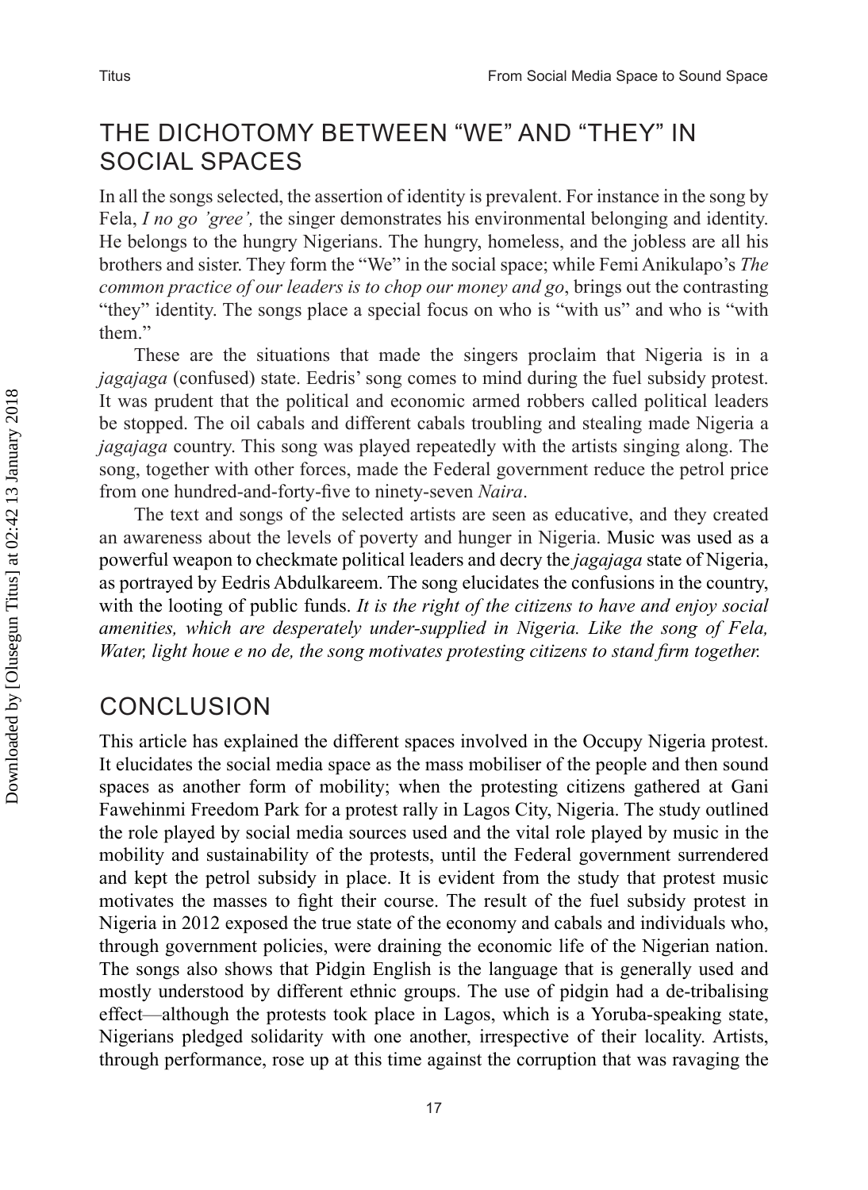## THE DICHOTOMY BETWEEN "WE" AND "THEY" IN SOCIAL SPACES

In all the songs selected, the assertion of identity is prevalent. For instance in the song by Fela, *I no go 'gree',* the singer demonstrates his environmental belonging and identity. He belongs to the hungry Nigerians. The hungry, homeless, and the jobless are all his brothers and sister. They form the "We" in the social space; while Femi Anikulapo's *The common practice of our leaders is to chop our money and go*, brings out the contrasting "they" identity. The songs place a special focus on who is "with us" and who is "with them."

These are the situations that made the singers proclaim that Nigeria is in a *jagajaga* (confused) state. Eedris' song comes to mind during the fuel subsidy protest. It was prudent that the political and economic armed robbers called political leaders be stopped. The oil cabals and different cabals troubling and stealing made Nigeria a *jagajaga* country. This song was played repeatedly with the artists singing along. The song, together with other forces, made the Federal government reduce the petrol price from one hundred-and-forty-five to ninety-seven *Naira*.

The text and songs of the selected artists are seen as educative, and they created an awareness about the levels of poverty and hunger in Nigeria. Music was used as a powerful weapon to checkmate political leaders and decry the *jagajaga* state of Nigeria, as portrayed by Eedris Abdulkareem. The song elucidates the confusions in the country, with the looting of public funds. *It is the right of the citizens to have and enjoy social amenities, which are desperately under-supplied in Nigeria. Like the song of Fela, Water, light houe e no de, the song motivates protesting citizens to stand firm together.*

## CONCLUSION

This article has explained the different spaces involved in the Occupy Nigeria protest. It elucidates the social media space as the mass mobiliser of the people and then sound spaces as another form of mobility; when the protesting citizens gathered at Gani Fawehinmi Freedom Park for a protest rally in Lagos City, Nigeria. The study outlined the role played by social media sources used and the vital role played by music in the mobility and sustainability of the protests, until the Federal government surrendered and kept the petrol subsidy in place. It is evident from the study that protest music motivates the masses to fight their course. The result of the fuel subsidy protest in Nigeria in 2012 exposed the true state of the economy and cabals and individuals who, through government policies, were draining the economic life of the Nigerian nation. The songs also shows that Pidgin English is the language that is generally used and mostly understood by different ethnic groups. The use of pidgin had a de-tribalising effect—although the protests took place in Lagos, which is a Yoruba-speaking state, Nigerians pledged solidarity with one another, irrespective of their locality. Artists, through performance, rose up at this time against the corruption that was ravaging the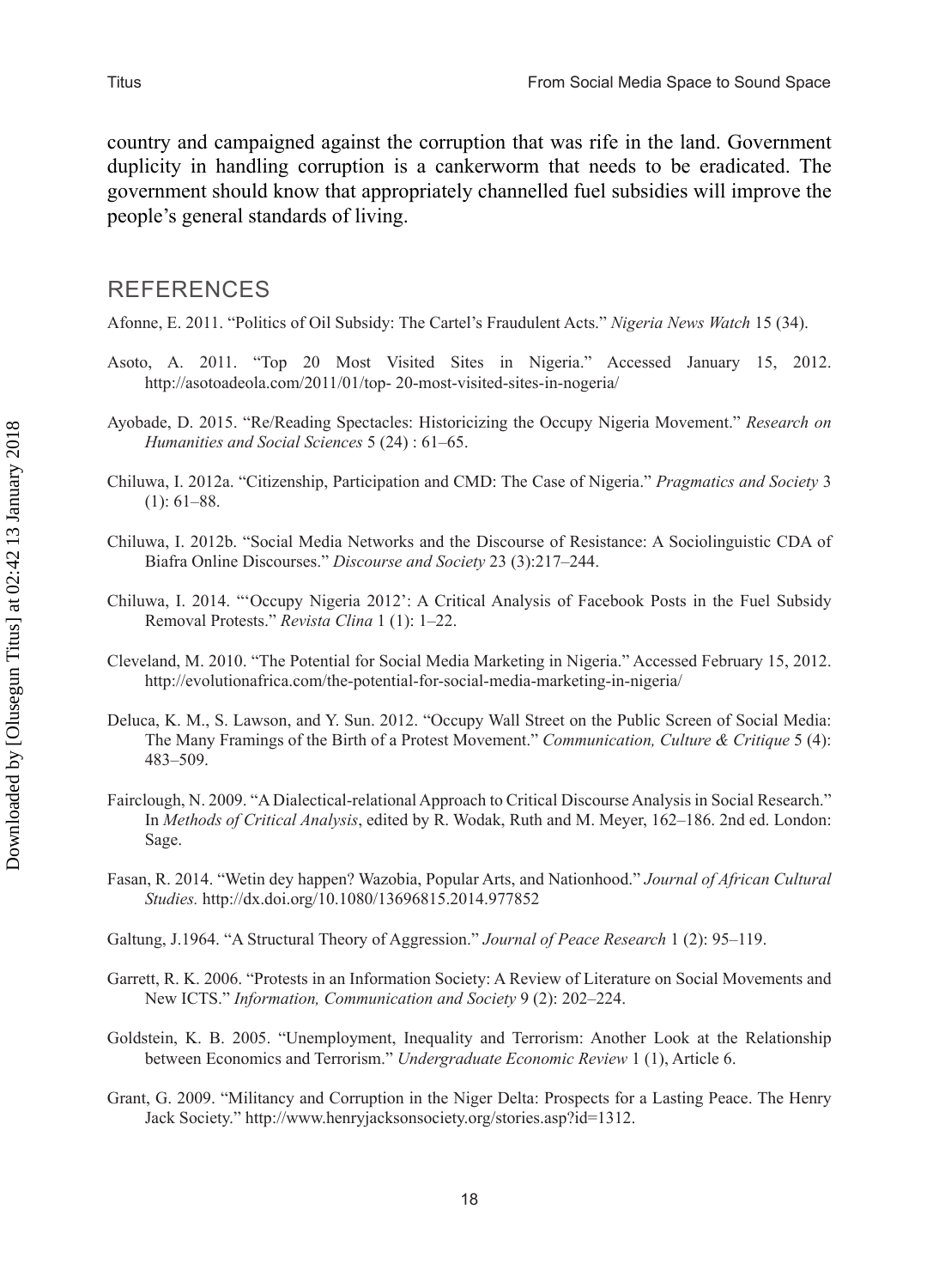country and campaigned against the corruption that was rife in the land. Government duplicity in handling corruption is a cankerworm that needs to be eradicated. The government should know that appropriately channelled fuel subsidies will improve the people's general standards of living.

## REFERENCES

Afonne, E. 2011. "Politics of Oil Subsidy: The Cartel's Fraudulent Acts." *Nigeria News Watch* 15 (34).

Asoto, A. 2011. "Top 20 Most Visited Sites in Nigeria." Accessed January 15, 2012. http://asotoadeola.com/2011/01/top- 20-most-visited-sites-in-nogeria/

Ayobade, D. 2015. "Re/Reading Spectacles: Historicizing the Occupy Nigeria Movement." *Research on Humanities and Social Sciences* 5 (24) : 61–65.

Chiluwa, I. 2012a. "Citizenship, Participation and CMD: The Case of Nigeria." *Pragmatics and Society* 3 (1): 61–88.

Chiluwa, I. 2012b. "Social Media Networks and the Discourse of Resistance: A Sociolinguistic CDA of Biafra Online Discourses." *Discourse and Society* 23 (3):217–244.

Chiluwa, I. 2014. "'Occupy Nigeria 2012': A Critical Analysis of Facebook Posts in the Fuel Subsidy Removal Protests." *Revista Clina* 1 (1): 1–22.

Cleveland, M. 2010. "The Potential for Social Media Marketing in Nigeria." Accessed February 15, 2012. http://evolutionafrica.com/the-potential-for-social-media-marketing-in-nigeria/

Deluca, K. M., S. Lawson, and Y. Sun. 2012. "Occupy Wall Street on the Public Screen of Social Media: The Many Framings of the Birth of a Protest Movement." *Communication, Culture & Critique* 5 (4): 483–509.

Fairclough, N. 2009. "A Dialectical-relational Approach to Critical Discourse Analysis in Social Research." In *Methods of Critical Analysis*, edited by R. Wodak, Ruth and M. Meyer, 162–186. 2nd ed. London: Sage.

Fasan, R. 2014. "Wetin dey happen? Wazobia, Popular Arts, and Nationhood." *Journal of African Cultural Studies.* http://dx.doi.org/10.1080/13696815.2014.977852

Galtung, J.1964. "A Structural Theory of Aggression." *Journal of Peace Research* 1 (2): 95–119.

Garrett, R. K. 2006. "Protests in an Information Society: A Review of Literature on Social Movements and New ICTS." *Information, Communication and Society* 9 (2): 202–224.

Goldstein, K. B. 2005. "Unemployment, Inequality and Terrorism: Another Look at the Relationship between Economics and Terrorism." *Undergraduate Economic Review* 1 (1), Article 6.

Grant, G. 2009. "Militancy and Corruption in the Niger Delta: Prospects for a Lasting Peace. The Henry Jack Society." http://www.henryjacksonsociety.org/stories.asp?id=1312.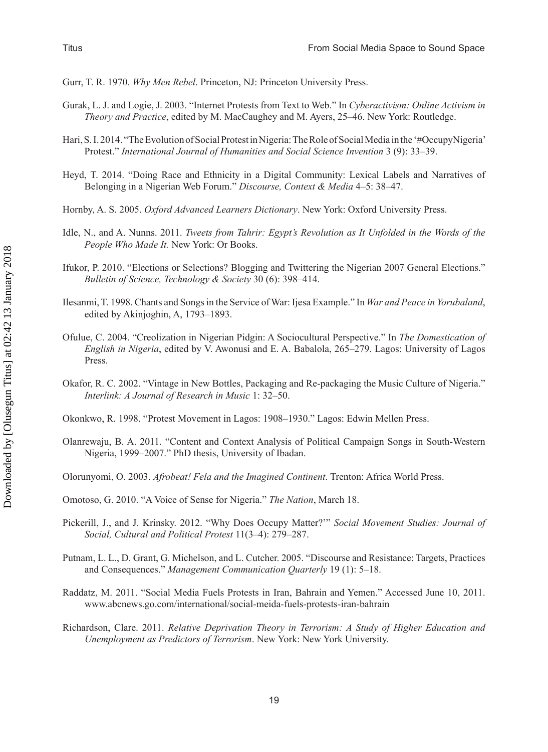Gurr, T. R. 1970. *Why Men Rebel*. Princeton, NJ: Princeton University Press.

Gurak, L. J. and Logie, J. 2003. "Internet Protests from Text to Web." In *Cyberactivism: Online Activism in Theory and Practice*, edited by M. MacCaughey and M. Ayers, 25–46. New York: Routledge.

Hari, S. I. 2014. "The Evolution of Social Protest in Nigeria: The Role of Social Media in the '#OccupyNigeria' Protest." *International Journal of Humanities and Social Science Invention* 3 (9): 33–39.

Heyd, T. 2014. "Doing Race and Ethnicity in a Digital Community: Lexical Labels and Narratives of Belonging in a Nigerian Web Forum." *Discourse, Context & Media* 4–5: 38–47.

Hornby, A. S. 2005. *Oxford Advanced Learners Dictionary*. New York: Oxford University Press.

Idle, N., and A. Nunns. 2011. *Tweets from Tahrir: Egypt's Revolution as It Unfolded in the Words of the People Who Made It.* New York: Or Books.

Ifukor, P. 2010. "Elections or Selections? Blogging and Twittering the Nigerian 2007 General Elections." *Bulletin of Science, Technology & Society* 30 (6): 398–414.

Ilesanmi, T. 1998. Chants and Songs in the Service of War: Ijesa Example." In *War and Peace in Yorubaland*, edited by Akinjoghin, A, 1793–1893.

Ofulue, C. 2004. "Creolization in Nigerian Pidgin: A Sociocultural Perspective." In *The Domestication of English in Nigeria*, edited by V. Awonusi and E. A. Babalola, 265–279. Lagos: University of Lagos Press.

Okafor, R. C. 2002. "Vintage in New Bottles, Packaging and Re-packaging the Music Culture of Nigeria." *Interlink: A Journal of Research in Music* 1: 32–50.

Okonkwo, R. 1998. "Protest Movement in Lagos: 1908–1930." Lagos: Edwin Mellen Press.

Olanrewaju, B. A. 2011. "Content and Context Analysis of Political Campaign Songs in South-Western Nigeria, 1999–2007." PhD thesis, University of Ibadan.

Olorunyomi, O. 2003. *Afrobeat! Fela and the Imagined Continent*. Trenton: Africa World Press.

Omotoso, G. 2010. "A Voice of Sense for Nigeria." *The Nation*, March 18.

Pickerill, J., and J. Krinsky. 2012. "Why Does Occupy Matter?'" *Social Movement Studies: Journal of Social, Cultural and Political Protest* 11(3–4): 279–287.

Putnam, L. L., D. Grant, G. Michelson, and L. Cutcher. 2005. "Discourse and Resistance: Targets, Practices and Consequences." *Management Communication Quarterly* 19 (1): 5–18.

Raddatz, M. 2011. "Social Media Fuels Protests in Iran, Bahrain and Yemen." Accessed June 10, 2011. www.abcnews.go.com/international/social-meida-fuels-protests-iran-bahrain

Richardson, Clare. 2011. *Relative Deprivation Theory in Terrorism: A Study of Higher Education and Unemployment as Predictors of Terrorism*. New York: New York University.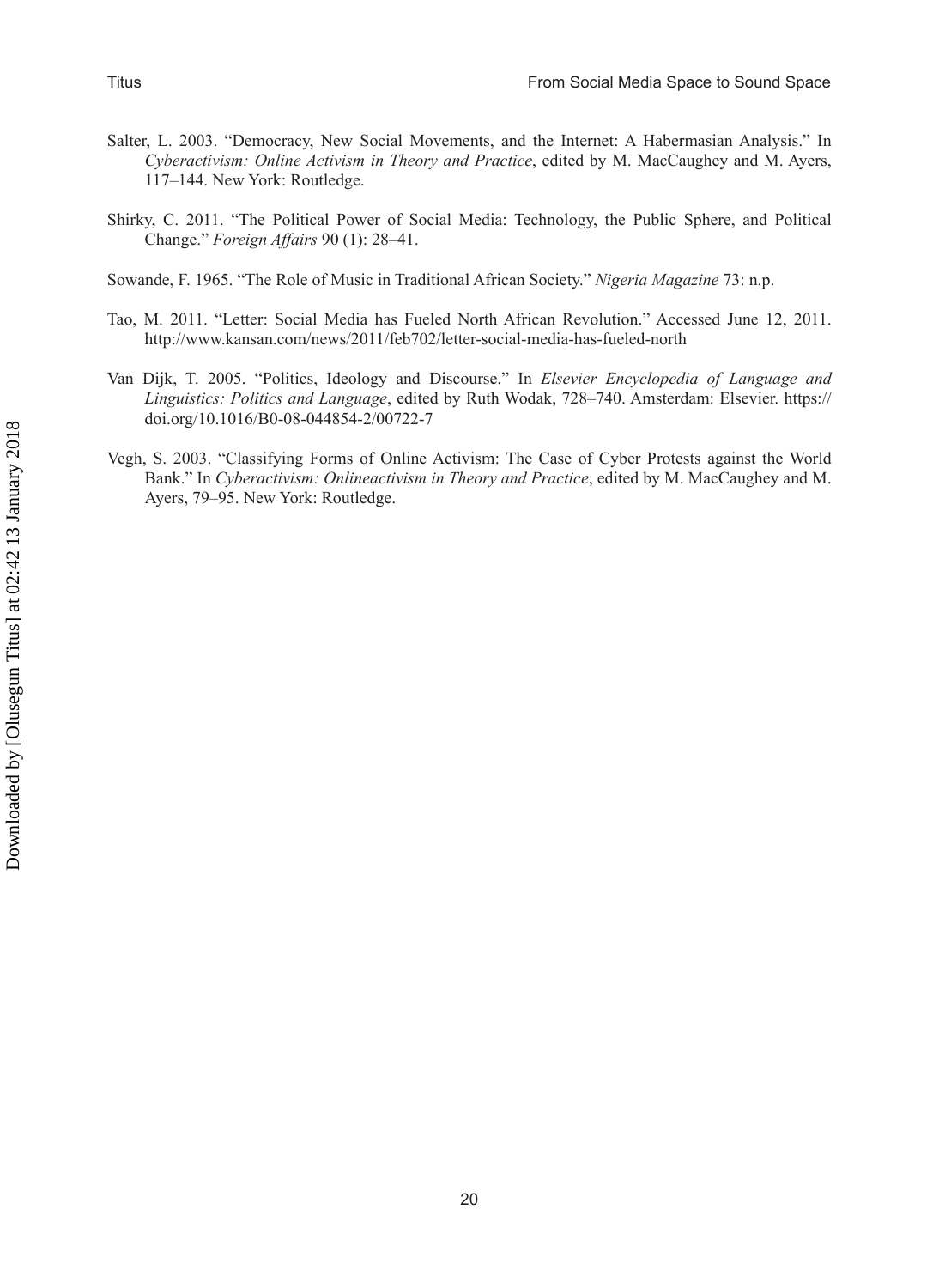Salter, L. 2003. "Democracy, New Social Movements, and the Internet: A Habermasian Analysis." In *Cyberactivism: Online Activism in Theory and Practice*, edited by M. MacCaughey and M. Ayers, 117–144. New York: Routledge.

Shirky, C. 2011. "The Political Power of Social Media: Technology, the Public Sphere, and Political Change." *Foreign Affairs* 90 (1): 28–41.

Sowande, F. 1965. "The Role of Music in Traditional African Society." *Nigeria Magazine* 73: n.p.

Tao, M. 2011. "Letter: Social Media has Fueled North African Revolution." Accessed June 12, 2011. http://www.kansan.com/news/2011/feb702/letter-social-media-has-fueled-north

Van Dijk, T. 2005. "Politics, Ideology and Discourse." In *Elsevier Encyclopedia of Language and Linguistics: Politics and Language*, edited by Ruth Wodak, 728–740. Amsterdam: Elsevier. https://doi.org/10.1016/B0-08-044854-2/00722-7

Vegh, S. 2003. "Classifying Forms of Online Activism: The Case of Cyber Protests against the World Bank." In *Cyberactivism: Onlineactivism in Theory and Practice*, edited by M. MacCaughey and M. Ayers, 79–95. New York: Routledge.